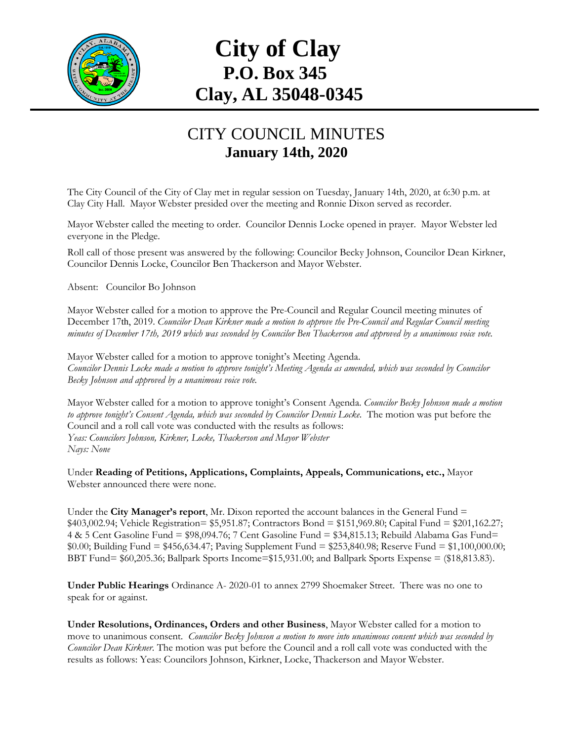# City of Clay
## P.O. Box 345
## Clay, AL 35048-0345

## CITY COUNCIL MINUTES
### January 14th, 2020

The City Council of the City of Clay met in regular session on Tuesday, January 14th, 2020, at 6:30 p.m. at Clay City Hall. Mayor Webster presided over the meeting and Ronnie Dixon served as recorder.

Mayor Webster called the meeting to order. Councilor Dennis Locke opened in prayer. Mayor Webster led everyone in the Pledge.

Roll call of those present was answered by the following: Councilor Becky Johnson, Councilor Dean Kirkner, Councilor Dennis Locke, Councilor Ben Thackerson and Mayor Webster.

Absent: Councilor Bo Johnson

Mayor Webster called for a motion to approve the Pre-Council and Regular Council meeting minutes of December 17th, 2019. *Councilor Dean Kirkner made a motion to approve the Pre-Council and Regular Council meeting minutes of December 17th, 2019 which was seconded by Councilor Ben Thackerson and approved by a unanimous voice vote.*

Mayor Webster called for a motion to approve tonight's Meeting Agenda.
*Councilor Dennis Locke made a motion to approve tonight's Meeting Agenda as amended, which was seconded by Councilor Becky Johnson and approved by a unanimous voice vote.*

Mayor Webster called for a motion to approve tonight's Consent Agenda. *Councilor Becky Johnson made a motion to approve tonight's Consent Agenda, which was seconded by Councilor Dennis Locke.* The motion was put before the Council and a roll call vote was conducted with the results as follows:
*Yeas: Councilors Johnson, Kirkner, Locke, Thackerson and Mayor Webster*
*Nays: None*

Under **Reading of Petitions, Applications, Complaints, Appeals, Communications, etc.,** Mayor Webster announced there were none.

Under the **City Manager's report**, Mr. Dixon reported the account balances in the General Fund = $403,002.94; Vehicle Registration= $5,951.87; Contractors Bond = $151,969.80; Capital Fund = $201,162.27; 4 & 5 Cent Gasoline Fund = $98,094.76; 7 Cent Gasoline Fund = $34,815.13; Rebuild Alabama Gas Fund= $0.00; Building Fund = $456,634.47; Paving Supplement Fund = $253,840.98; Reserve Fund = $1,100,000.00; BBT Fund= $60,205.36; Ballpark Sports Income=$15,931.00; and Ballpark Sports Expense = ($18,813.83).

**Under Public Hearings** Ordinance A- 2020-01 to annex 2799 Shoemaker Street. There was no one to speak for or against.

**Under Resolutions, Ordinances, Orders and other Business**, Mayor Webster called for a motion to move to unanimous consent. *Councilor Becky Johnson a motion to move into unanimous consent which was seconded by Councilor Dean Kirkner.* The motion was put before the Council and a roll call vote was conducted with the results as follows: Yeas: Councilors Johnson, Kirkner, Locke, Thackerson and Mayor Webster.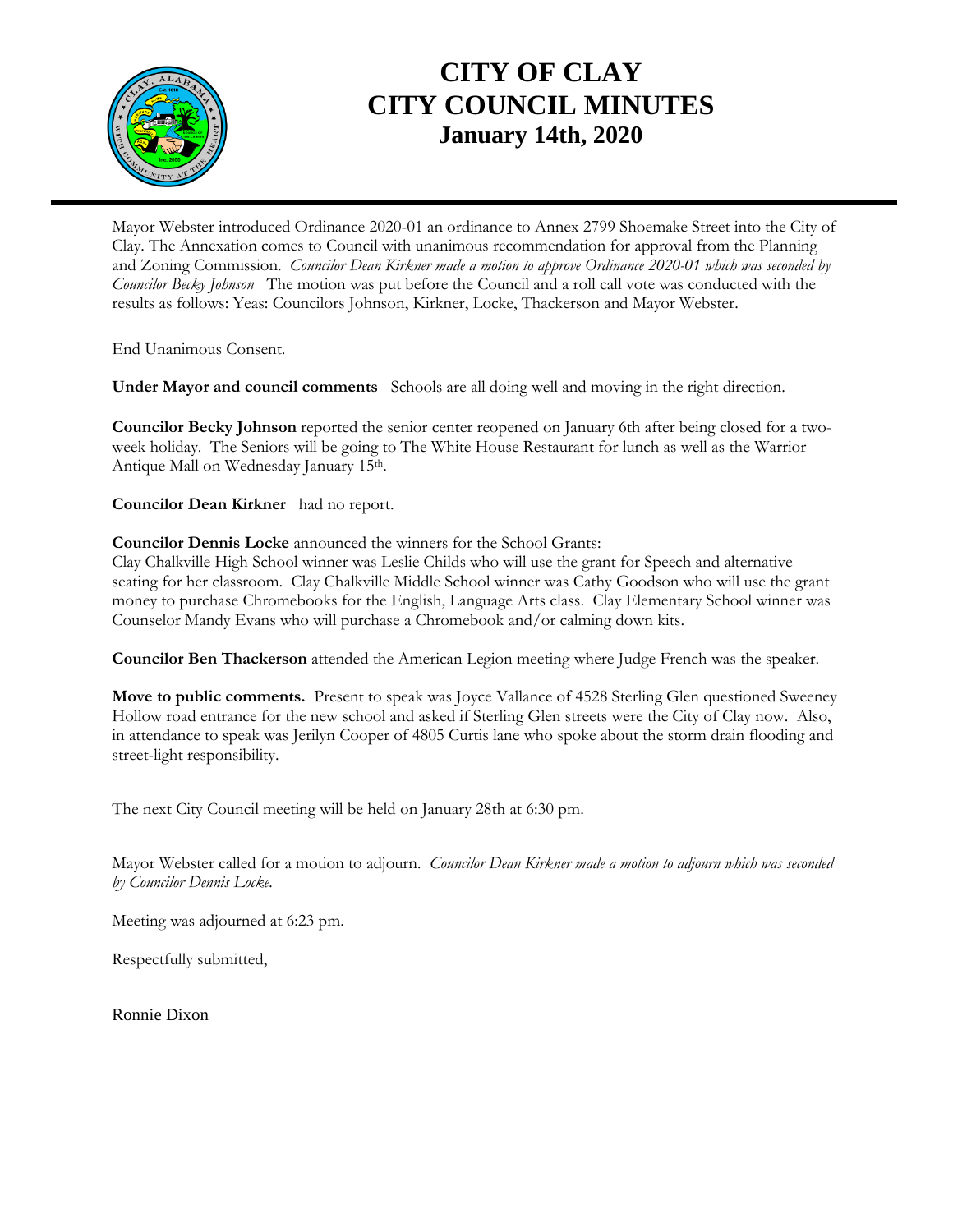Mayor Webster introduced Ordinance 2020-01 an ordinance to Annex 2799 Shoemake Street into the City of Clay. The Annexation comes to Council with unanimous recommendation for approval from the Planning and Zoning Commission. *Councilor Dean Kirkner made a motion to approve Ordinance 2020-01 which was seconded by Councilor Becky Johnson* The motion was put before the Council and a roll call vote was conducted with the results as follows: Yeas: Councilors Johnson, Kirkner, Locke, Thackerson and Mayor Webster.

End Unanimous Consent.

**Under Mayor and council comments** Schools are all doing well and moving in the right direction.

**Councilor Becky Johnson** reported the senior center reopened on January 6th after being closed for a two-week holiday. The Seniors will be going to The White House Restaurant for lunch as well as the Warrior Antique Mall on Wednesday January 15th.

**Councilor Dean Kirkner** had no report.

**Councilor Dennis Locke** announced the winners for the School Grants:
Clay Chalkville High School winner was Leslie Childs who will use the grant for Speech and alternative seating for her classroom. Clay Chalkville Middle School winner was Cathy Goodson who will use the grant money to purchase Chromebooks for the English, Language Arts class. Clay Elementary School winner was Counselor Mandy Evans who will purchase a Chromebook and/or calming down kits.

**Councilor Ben Thackerson** attended the American Legion meeting where Judge French was the speaker.

**Move to public comments.** Present to speak was Joyce Vallance of 4528 Sterling Glen questioned Sweeney Hollow road entrance for the new school and asked if Sterling Glen streets were the City of Clay now. Also, in attendance to speak was Jerilyn Cooper of 4805 Curtis lane who spoke about the storm drain flooding and street-light responsibility.

The next City Council meeting will be held on January 28th at 6:30 pm.

Mayor Webster called for a motion to adjourn. *Councilor Dean Kirkner made a motion to adjourn which was seconded by Councilor Dennis Locke.*

Meeting was adjourned at 6:23 pm.

Respectfully submitted,

Ronnie Dixon